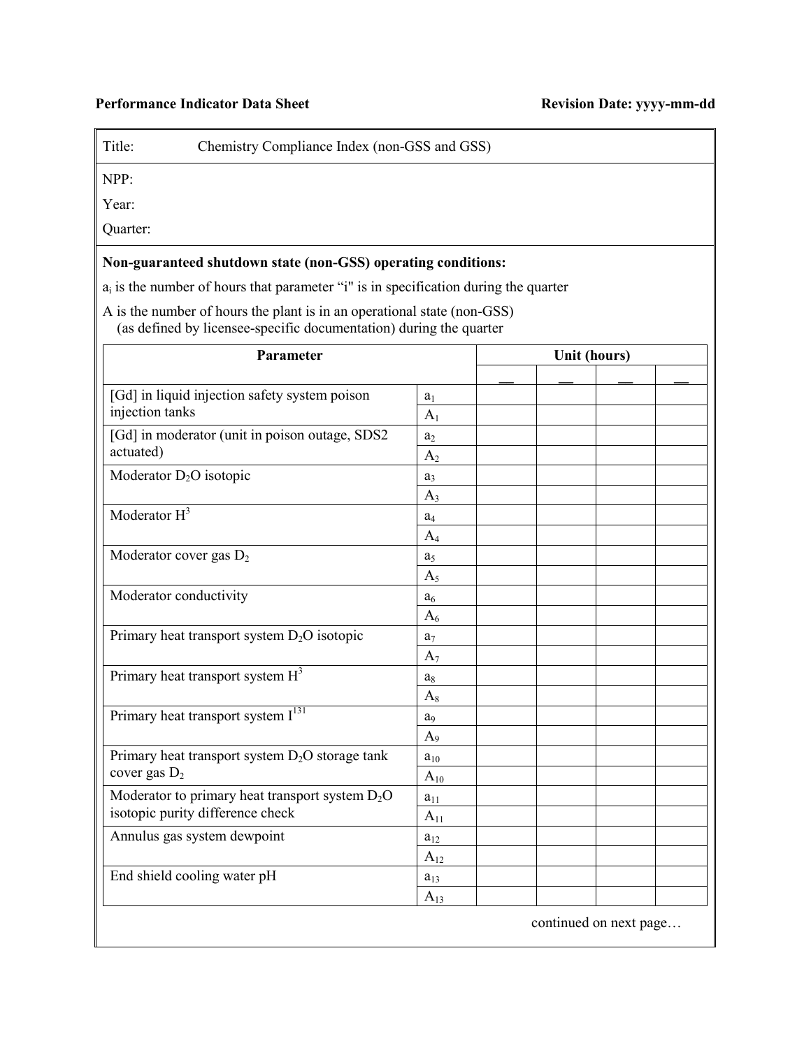**Performance Indicator Data Sheet** **Revision Date: yyyy-mm-dd**

Title: Chemistry Compliance Index (non-GSS and GSS)

NPP:

Year:

Quarter:

**Non-guaranteed shutdown state (non-GSS) operating conditions:**

$a_i$ is the number of hours that parameter "i" is in specification during the quarter

A is the number of hours the plant is in an operational state (non-GSS) (as defined by licensee-specific documentation) during the quarter

| Parameter | | Unit (hours) | | | |
|---|---|---|---|---|---|
| | | __ | __ | __ | __ |
| [Gd] in liquid injection safety system poison injection tanks | $a_1$ | | | | |
| | $A_1$ | | | | |
| [Gd] in moderator (unit in poison outage, SDS2 actuated) | $a_2$ | | | | |
| | $A_2$ | | | | |
| Moderator $D_2O$ isotopic | $a_3$ | | | | |
| | $A_3$ | | | | |
| Moderator $H^3$ | $a_4$ | | | | |
| | $A_4$ | | | | |
| Moderator cover gas $D_2$ | $a_5$ | | | | |
| | $A_5$ | | | | |
| Moderator conductivity | $a_6$ | | | | |
| | $A_6$ | | | | |
| Primary heat transport system $D_2O$ isotopic | $a_7$ | | | | |
| | $A_7$ | | | | |
| Primary heat transport system $H^3$ | $a_8$ | | | | |
| | $A_8$ | | | | |
| Primary heat transport system $I^{131}$ | $a_9$ | | | | |
| | $A_9$ | | | | |
| Primary heat transport system $D_2O$ storage tank cover gas $D_2$ | $a_{10}$ | | | | |
| | $A_{10}$ | | | | |
| Moderator to primary heat transport system $D_2O$ isotopic purity difference check | $a_{11}$ | | | | |
| | $A_{11}$ | | | | |
| Annulus gas system dewpoint | $a_{12}$ | | | | |
| | $A_{12}$ | | | | |
| End shield cooling water pH | $a_{13}$ | | | | |
| | $A_{13}$ | | | | |

continued on next page…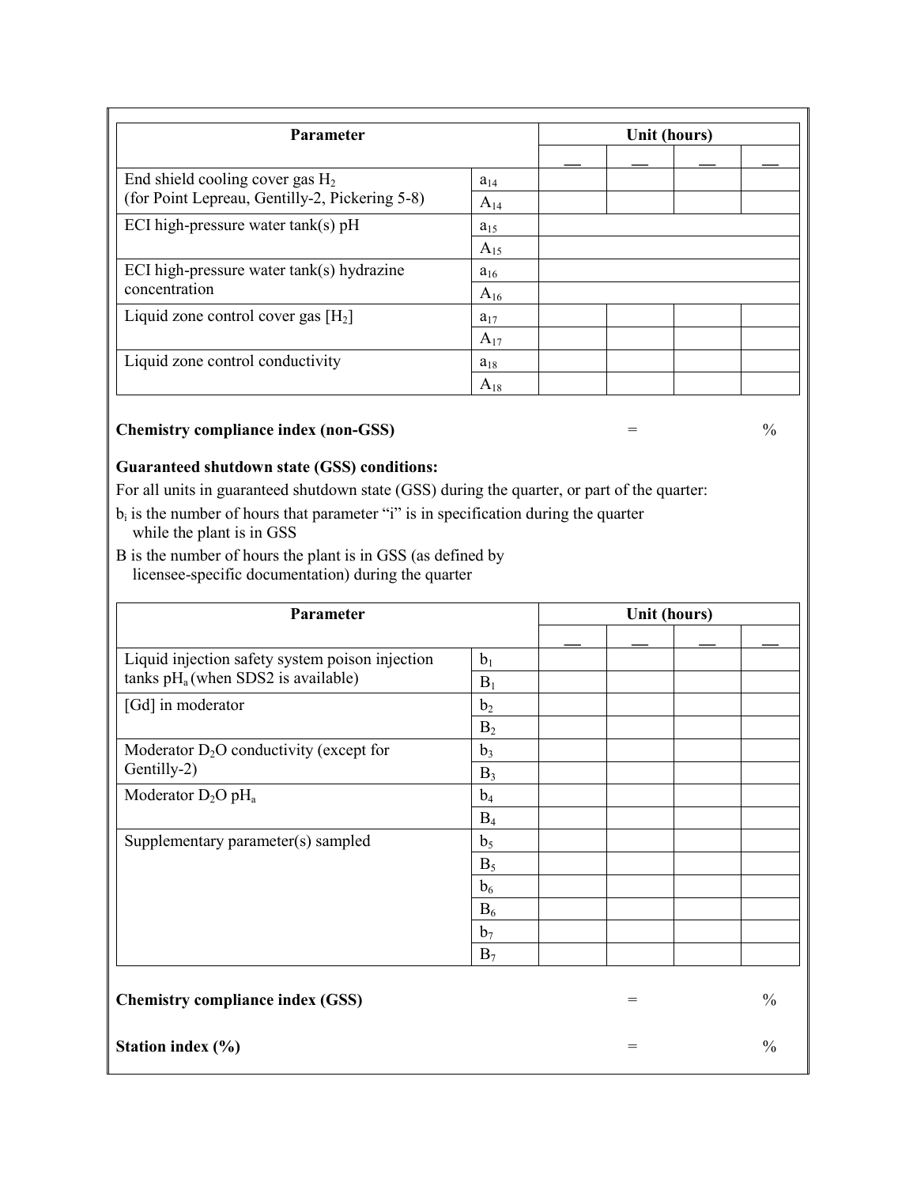| Parameter | | Unit (hours) | | | |
|---|---|---|---|---|---|
| | | __ | __ | __ | __ |
| End shield cooling cover gas $H_2$ (for Point Lepreau, Gentilly-2, Pickering 5-8) | $a_{14}$ | | | | |
| | $A_{14}$ | | | | |
| ECI high-pressure water tank(s) pH | $a_{15}$ | | | | |
| | $A_{15}$ | | | | |
| ECI high-pressure water tank(s) hydrazine concentration | $a_{16}$ | | | | |
| | $A_{16}$ | | | | |
| Liquid zone control cover gas [$H_2$] | $a_{17}$ | | | | |
| | $A_{17}$ | | | | |
| Liquid zone control conductivity | $a_{18}$ | | | | |
| | $A_{18}$ | | | | |

**Chemistry compliance index (non-GSS)** = %

**Guaranteed shutdown state (GSS) conditions:**

For all units in guaranteed shutdown state (GSS) during the quarter, or part of the quarter:

$b_i$ is the number of hours that parameter "i" is in specification during the quarter while the plant is in GSS

B is the number of hours the plant is in GSS (as defined by licensee-specific documentation) during the quarter

| Parameter | | Unit (hours) | | | |
|---|---|---|---|---|---|
| | | __ | __ | __ | __ |
| Liquid injection safety system poison injection tanks $pH_a$ (when SDS2 is available) | $b_1$ | | | | |
| | $B_1$ | | | | |
| [Gd] in moderator | $b_2$ | | | | |
| | $B_2$ | | | | |
| Moderator $D_2O$ conductivity (except for Gentilly-2) | $b_3$ | | | | |
| | $B_3$ | | | | |
| Moderator $D_2O$ $pH_a$ | $b_4$ | | | | |
| | $B_4$ | | | | |
| Supplementary parameter(s) sampled | $b_5$ | | | | |
| | $B_5$ | | | | |
| | $b_6$ | | | | |
| | $B_6$ | | | | |
| | $b_7$ | | | | |
| | $B_7$ | | | | |

**Chemistry compliance index (GSS)** = %

**Station index (%)** = %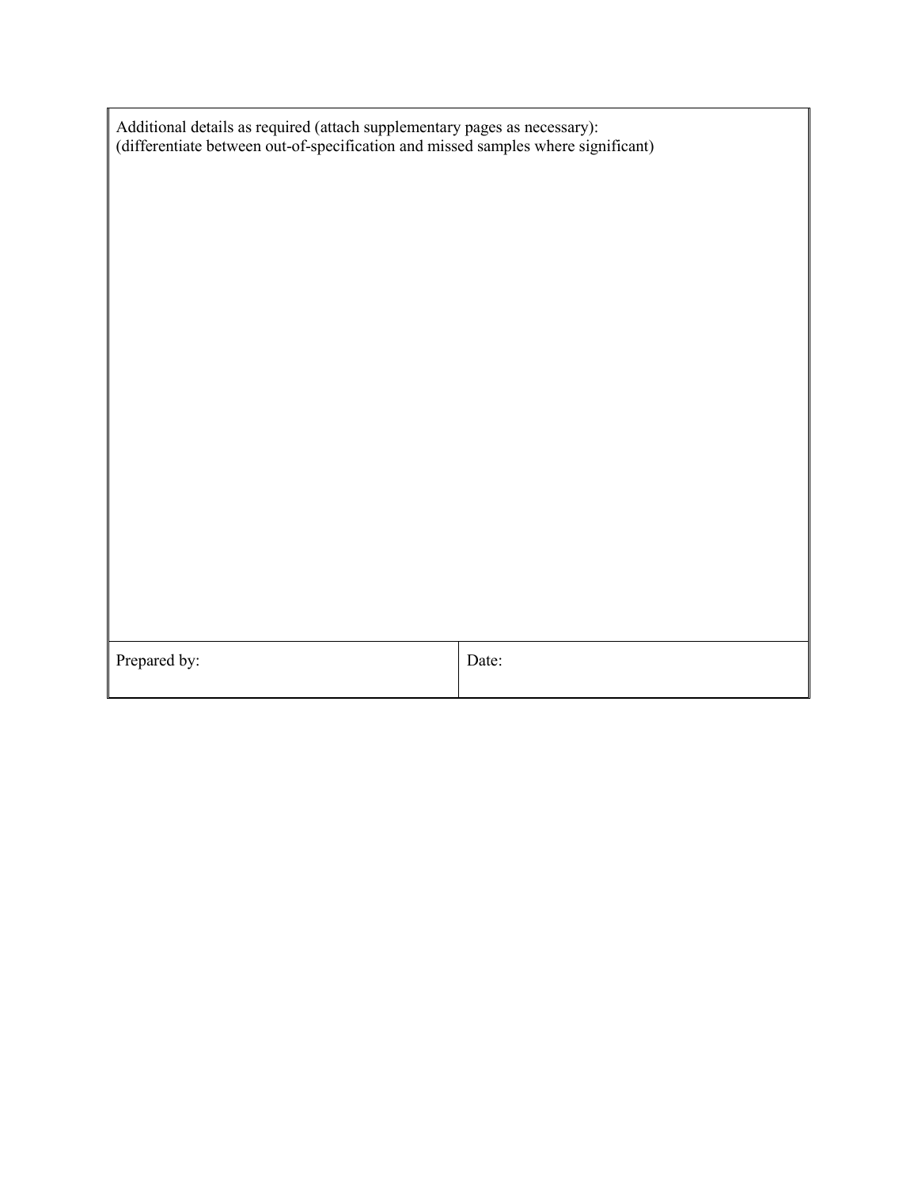| | |
|---|---|
| Additional details as required (attach supplementary pages as necessary):<br>(differentiate between out-of-specification and missed samples where significant) | |
| Prepared by: | Date: |